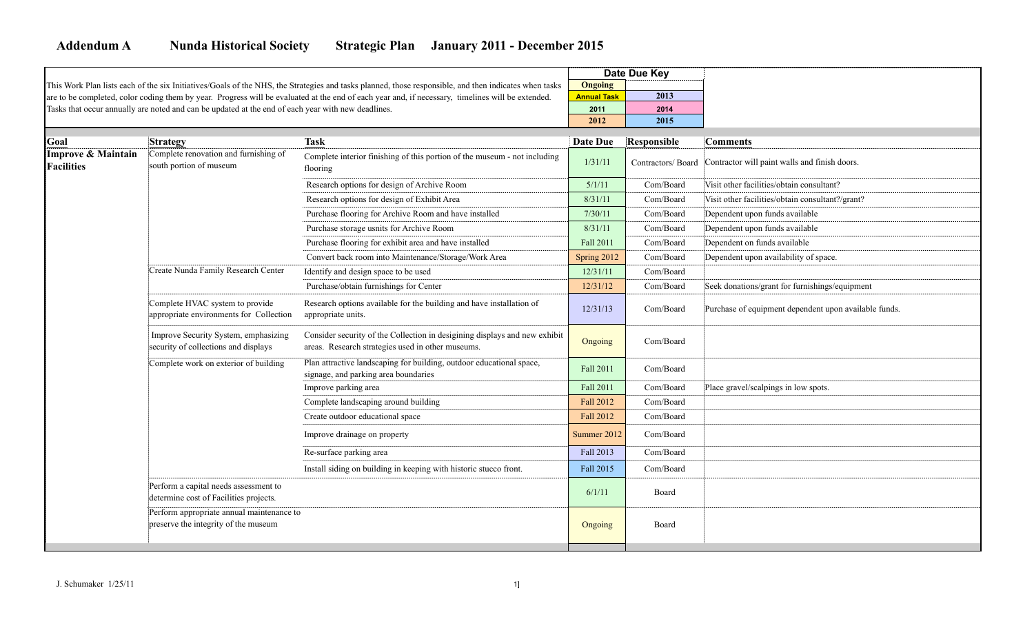# Addendum A Nunda Historical Society Strategic Plan January 2011 - December 2015

This Work Plan lists each of the six Initiatives/Goals of the NHS, the Strategies and tasks planned, those responsible, and then indicates when tasks are to be completed, color coding them by year. Progress will be evaluated at the end of each year and, if necessary, timelines will be extended. Tasks that occur annually are noted and can be updated at the end of each year with new deadlines.

| Date Due Key | |
|---|---|
| Ongoing | |
| Annual Task | 2013 |
| 2011 | 2014 |
| 2012 | 2015 |

| Goal | Strategy | Task | Date Due | Responsible | Comments |
|---|---|---|---|---|---|
| **Improve & Maintain Facilities** | Complete renovation and furnishing of south portion of museum | Complete interior finishing of this portion of the museum - not including flooring | 1/31/11 | Contractors/ Board | Contractor will paint walls and finish doors. |
| | | Research options for design of Archive Room | 5/1/11 | Com/Board | Visit other facilities/obtain consultant? |
| | | Research options for design of Exhibit Area | 8/31/11 | Com/Board | Visit other facilities/obtain consultant?/grant? |
| | | Purchase flooring for Archive Room and have installed | 7/30/11 | Com/Board | Dependent upon funds available |
| | | Purchase storage usnits for Archive Room | 8/31/11 | Com/Board | Dependent upon funds available |
| | | Purchase flooring for exhibit area and have installed | Fall 2011 | Com/Board | Dependent on funds available |
| | | Convert back room into Maintenance/Storage/Work Area | Spring 2012 | Com/Board | Dependent upon availability of space. |
| | Create Nunda Family Research Center | Identify and design space to be used | 12/31/11 | Com/Board | |
| | | Purchase/obtain furnishings for Center | 12/31/12 | Com/Board | Seek donations/grant for furnishings/equipment |
| | Complete HVAC system to provide appropriate environments for Collection | Research options available for the building and have installation of appropriate units. | 12/31/13 | Com/Board | Purchase of equipment dependent upon available funds. |
| | Improve Security System, emphasizing security of collections and displays | Consider security of the Collection in desigining displays and new exhibit areas. Research strategies used in other museums. | Ongoing | Com/Board | |
| | Complete work on exterior of building | Plan attractive landscaping for building, outdoor educational space, signage, and parking area boundaries | Fall 2011 | Com/Board | |
| | | Improve parking area | Fall 2011 | Com/Board | Place gravel/scalpings in low spots. |
| | | Complete landscaping around building | Fall 2012 | Com/Board | |
| | | Create outdoor educational space | Fall 2012 | Com/Board | |
| | | Improve drainage on property | Summer 2012 | Com/Board | |
| | | Re-surface parking area | Fall 2013 | Com/Board | |
| | | Install siding on building in keeping with historic stucco front. | Fall 2015 | Com/Board | |
| | Perform a capital needs assessment to determine cost of Facilities projects. | | 6/1/11 | Board | |
| | Perform appropriate annual maintenance to preserve the integrity of the museum | | Ongoing | Board | |

J. Schumaker 1/25/11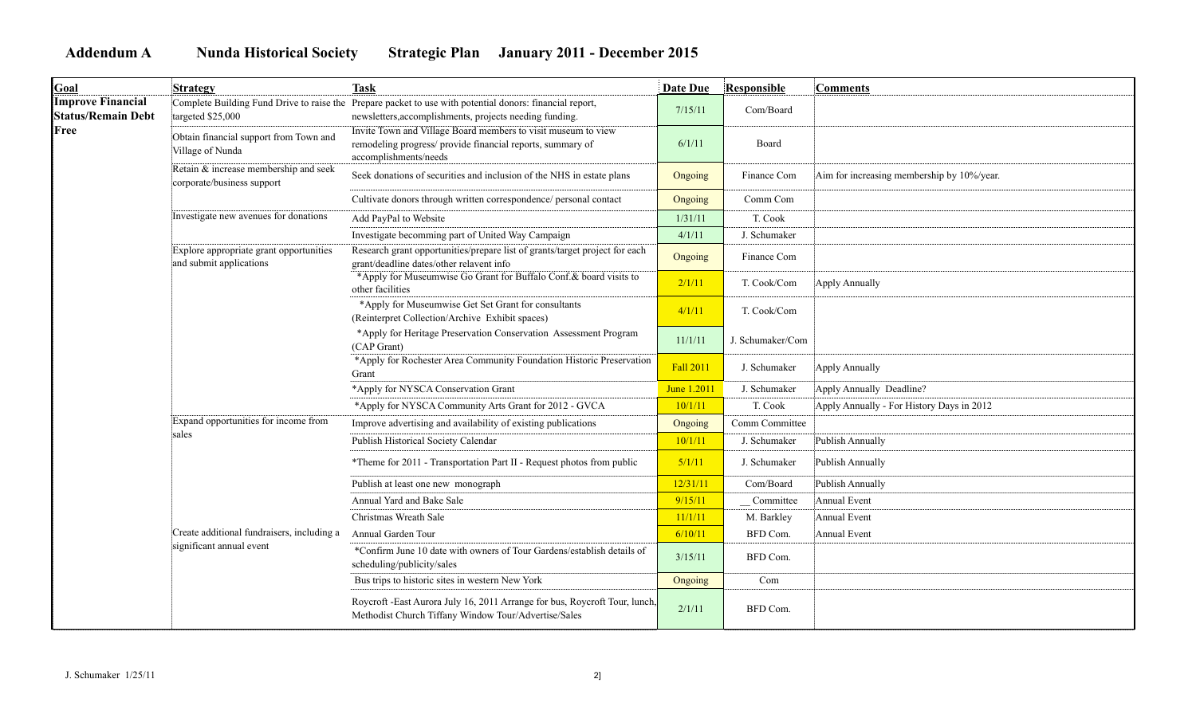# Addendum A Nunda Historical Society Strategic Plan January 2011 - December 2015

| Goal | Strategy | Task | Date Due | Responsible | Comments |
|---|---|---|---|---|---|
| **Improve Financial Status/Remain Debt Free** | Complete Building Fund Drive to raise the targeted $25,000 | Prepare packet to use with potential donors: financial report, newsletters,accomplishments, projects needing funding. | 7/15/11 | Com/Board | |
| | Obtain financial support from Town and Village of Nunda | Invite Town and Village Board members to visit museum to view remodeling progress/ provide financial reports, summary of accomplishments/needs | 6/1/11 | Board | |
| | Retain & increase membership and seek corporate/business support | Seek donations of securities and inclusion of the NHS in estate plans | Ongoing | Finance Com | Aim for increasing membership by 10%/year. |
| | | Cultivate donors through written correspondence/ personal contact | Ongoing | Comm Com | |
| | Investigate new avenues for donations | Add PayPal to Website | 1/31/11 | T. Cook | |
| | | Investigate becomming part of United Way Campaign | 4/1/11 | J. Schumaker | |
| | Explore appropriate grant opportunities and submit applications | Research grant opportunities/prepare list of grants/target project for each grant/deadline dates/other relavent info | Ongoing | Finance Com | |
| | | *Apply for Museumwise Go Grant for Buffalo Conf.& board visits to other facilities | 2/1/11 | T. Cook/Com | Apply Annually |
| | | *Apply for Museumwise Get Set Grant for consultants (Reinterpret Collection/Archive Exhibit spaces) | 4/1/11 | T. Cook/Com | |
| | | *Apply for Heritage Preservation Conservation Assessment Program (CAP Grant) | 11/1/11 | J. Schumaker/Com | |
| | | *Apply for Rochester Area Community Foundation Historic Preservation Grant | Fall 2011 | J. Schumaker | Apply Annually |
| | | *Apply for NYSCA Conservation Grant | June 1.2011 | J. Schumaker | Apply Annually Deadline? |
| | | *Apply for NYSCA Community Arts Grant for 2012 - GVCA | 10/1/11 | T. Cook | Apply Annually - For History Days in 2012 |
| | Expand opportunities for income from sales | Improve advertising and availability of existing publications | Ongoing | Comm Committee | |
| | | Publish Historical Society Calendar | 10/1/11 | J. Schumaker | Publish Annually |
| | | *Theme for 2011 - Transportation Part II - Request photos from public | 5/1/11 | J. Schumaker | Publish Annually |
| | | Publish at least one new monograph | 12/31/11 | Com/Board | Publish Annually |
| | | Annual Yard and Bake Sale | 9/15/11 | __ Committee | Annual Event |
| | | Christmas Wreath Sale | 11/1/11 | M. Barkley | Annual Event |
| | Create additional fundraisers, including a significant annual event | Annual Garden Tour | 6/10/11 | BFD Com. | Annual Event |
| | | *Confirm June 10 date with owners of Tour Gardens/establish details of scheduling/publicity/sales | 3/15/11 | BFD Com. | |
| | | Bus trips to historic sites in western New York | Ongoing | Com | |
| | | Roycroft -East Aurora July 16, 2011 Arrange for bus, Roycroft Tour, lunch, Methodist Church Tiffany Window Tour/Advertise/Sales | 2/1/11 | BFD Com. | |

J. Schumaker 1/25/11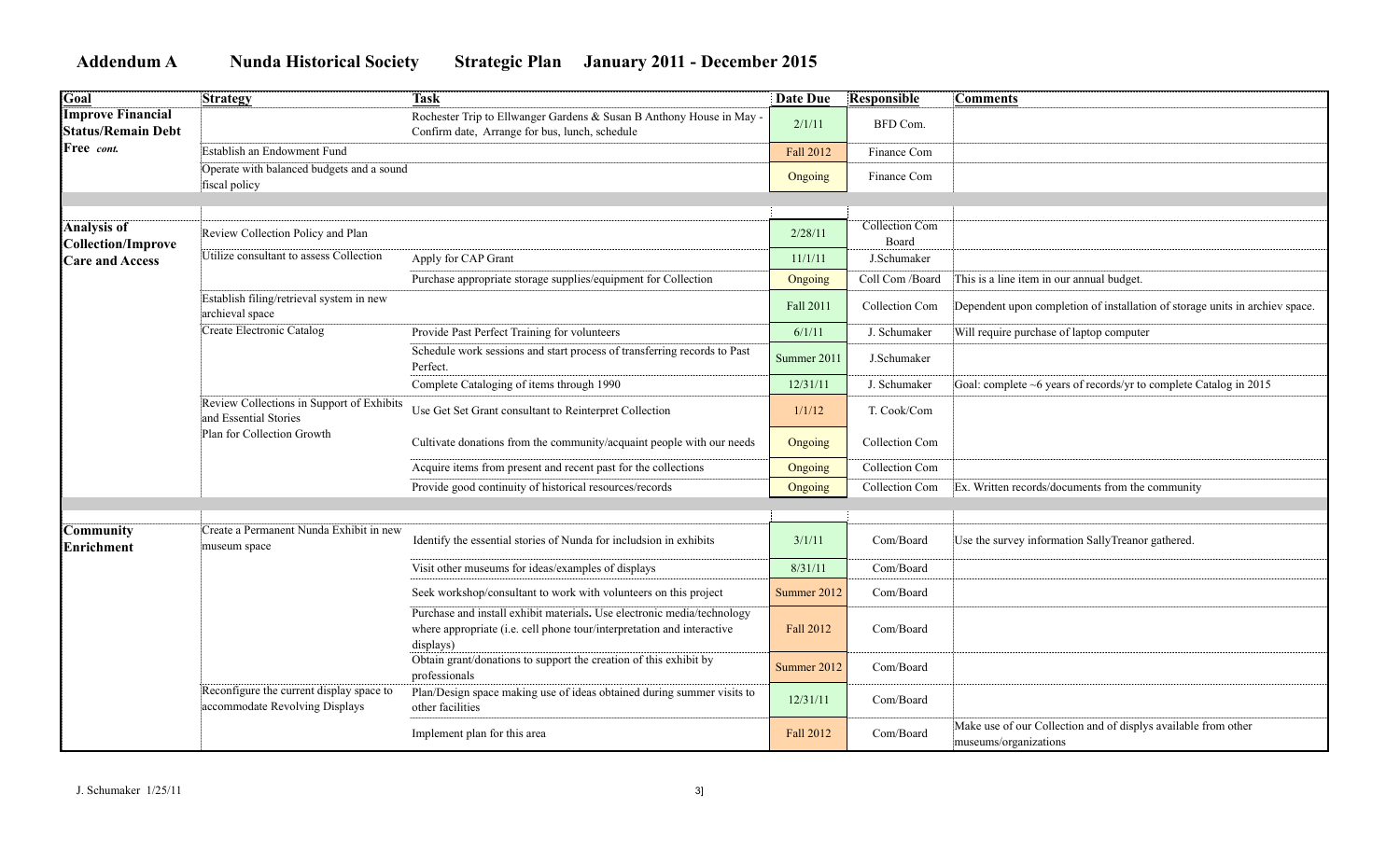# Addendum A Nunda Historical Society Strategic Plan January 2011 - December 2015

| Goal | Strategy | Task | Date Due | Responsible | Comments |
|---|---|---|---|---|---|
| **Improve Financial Status/Remain Debt Free** *cont.* | | Rochester Trip to Ellwanger Gardens & Susan B Anthony House in May - Confirm date, Arrange for bus, lunch, schedule | 2/1/11 | BFD Com. | |
| | Establish an Endowment Fund | | Fall 2012 | Finance Com | |
| | Operate with balanced budgets and a sound fiscal policy | | Ongoing | Finance Com | |
| | | | | | |
| **Analysis of Collection/Improve Care and Access** | Review Collection Policy and Plan | | 2/28/11 | Collection Com Board | |
| | Utilize consultant to assess Collection | Apply for CAP Grant | 11/1/11 | J.Schumaker | |
| | | Purchase appropriate storage supplies/equipment for Collection | Ongoing | Coll Com /Board | This is a line item in our annual budget. |
| | Establish filing/retrieval system in new archieval space | | Fall 2011 | Collection Com | Dependent upon completion of installation of storage units in archiev space. |
| | Create Electronic Catalog | Provide Past Perfect Training for volunteers | 6/1/11 | J. Schumaker | Will require purchase of laptop computer |
| | | Schedule work sessions and start process of transferring records to Past Perfect. | Summer 2011 | J.Schumaker | |
| | | Complete Cataloging of items through 1990 | 12/31/11 | J. Schumaker | Goal: complete ~6 years of records/yr to complete Catalog in 2015 |
| | Review Collections in Support of Exhibits and Essential Stories | Use Get Set Grant consultant to Reinterpret Collection | 1/1/12 | T. Cook/Com | |
| | Plan for Collection Growth | Cultivate donations from the community/acquaint people with our needs | Ongoing | Collection Com | |
| | | Acquire items from present and recent past for the collections | Ongoing | Collection Com | |
| | | Provide good continuity of historical resources/records | Ongoing | Collection Com | Ex. Written records/documents from the community |
| | | | | | |
| **Community Enrichment** | Create a Permanent Nunda Exhibit in new museum space | Identify the essential stories of Nunda for includsion in exhibits | 3/1/11 | Com/Board | Use the survey information SallyTreanor gathered. |
| | | Visit other museums for ideas/examples of displays | 8/31/11 | Com/Board | |
| | | Seek workshop/consultant to work with volunteers on this project | Summer 2012 | Com/Board | |
| | | Purchase and install exhibit materials**.** Use electronic media/technology where appropriate (i.e. cell phone tour/interpretation and interactive displays) | Fall 2012 | Com/Board | |
| | | Obtain grant/donations to support the creation of this exhibit by professionals | Summer 2012 | Com/Board | |
| | Reconfigure the current display space to accommodate Revolving Displays | Plan/Design space making use of ideas obtained during summer visits to other facilities | 12/31/11 | Com/Board | |
| | | Implement plan for this area | Fall 2012 | Com/Board | Make use of our Collection and of displys available from other museums/organizations |

J. Schumaker 1/25/11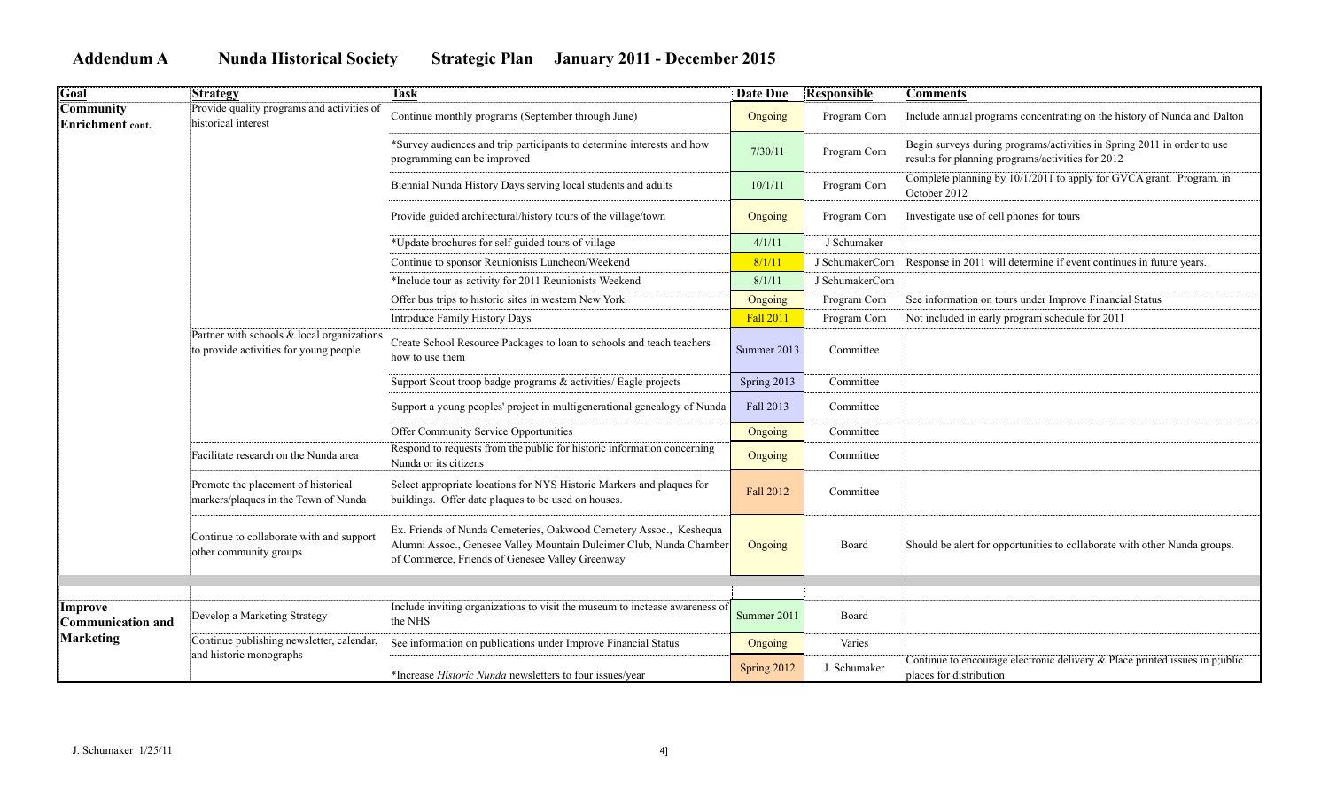# Addendum A    Nunda Historical Society    Strategic Plan    January 2011 - December 2015

| Goal | Strategy | Task | Date Due | Responsible | Comments |
|---|---|---|---|---|---|
| **Community Enrichment cont.** | Provide quality programs and activities of historical interest | Continue monthly programs (September through June) | Ongoing | Program Com | Include annual programs concentrating on the history of Nunda and Dalton |
| | | *Survey audiences and trip participants to determine interests and how programming can be improved | 7/30/11 | Program Com | Begin surveys during programs/activities in Spring 2011 in order to use results for planning programs/activities for 2012 |
| | | Biennial Nunda History Days serving local students and adults | 10/1/11 | Program Com | Complete planning by 10/1/2011 to apply for GVCA grant. Program. in October 2012 |
| | | Provide guided architectural/history tours of the village/town | Ongoing | Program Com | Investigate use of cell phones for tours |
| | | *Update brochures for self guided tours of village | 4/1/11 | J Schumaker | |
| | | Continue to sponsor Reunionists Luncheon/Weekend | 8/1/11 | J SchumakerCom | Response in 2011 will determine if event continues in future years. |
| | | *Include tour as activity for 2011 Reunionists Weekend | 8/1/11 | J SchumakerCom | |
| | | Offer bus trips to historic sites in western New York | Ongoing | Program Com | See information on tours under Improve Financial Status |
| | | Introduce Family History Days | Fall 2011 | Program Com | Not included in early program schedule for 2011 |
| | Partner with schools & local organizations to provide activities for young people | Create School Resource Packages to loan to schools and teach teachers how to use them | Summer 2013 | Committee | |
| | | Support Scout troop badge programs & activities/ Eagle projects | Spring 2013 | Committee | |
| | | Support a young peoples' project in multigenerational genealogy of Nunda | Fall 2013 | Committee | |
| | | Offer Community Service Opportunities | Ongoing | Committee | |
| | Facilitate research on the Nunda area | Respond to requests from the public for historic information concerning Nunda or its citizens | Ongoing | Committee | |
| | Promote the placement of historical markers/plaques in the Town of Nunda | Select appropriate locations for NYS Historic Markers and plaques for buildings. Offer date plaques to be used on houses. | Fall 2012 | Committee | |
| | Continue to collaborate with and support other community groups | Ex. Friends of Nunda Cemeteries, Oakwood Cemetery Assoc., Keshequa Alumni Assoc., Genesee Valley Mountain Dulcimer Club, Nunda Chamber of Commerce, Friends of Genesee Valley Greenway | Ongoing | Board | Should be alert for opportunities to collaborate with other Nunda groups. |
| | | | | | |
| **Improve Communication and Marketing** | Develop a Marketing Strategy | Include inviting organizations to visit the museum to inctease awareness of the NHS | Summer 2011 | Board | |
| | Continue publishing newsletter, calendar, and historic monographs | See information on publications under Improve Financial Status | Ongoing | Varies | |
| | | *Increase *Historic Nunda* newsletters to four issues/year | Spring 2012 | J. Schumaker | Continue to encourage electronic delivery & Place printed issues in p;ublic places for distribution |

J. Schumaker 1/25/11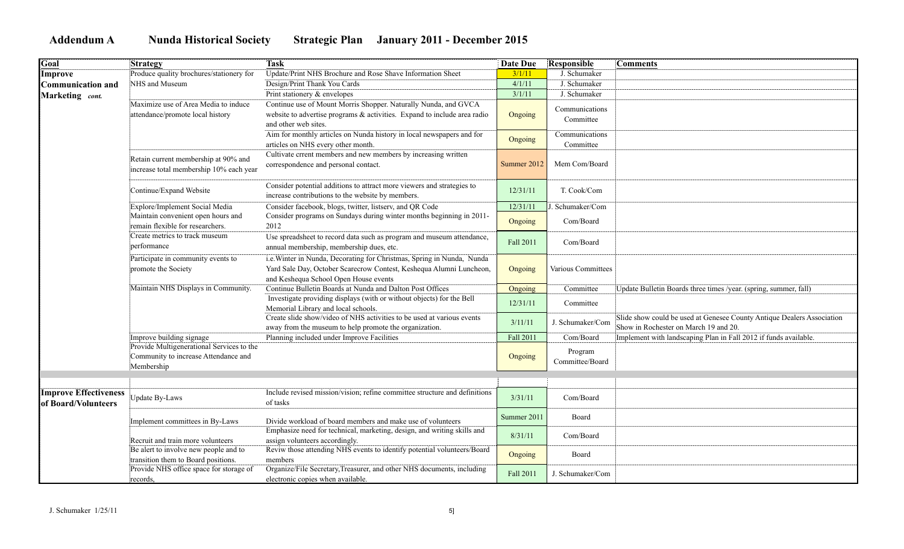# Addendum A  Nunda Historical Society  Strategic Plan  January 2011 - December 2015

| Goal | Strategy | Task | Date Due | Responsible | Comments |
|---|---|---|---|---|---|
| **Improve Communication and Marketing** *cont.* | Produce quality brochures/stationery for NHS and Museum | Update/Print NHS Brochure and Rose Shave Information Sheet | 3/1/11 | J. Schumaker | |
| | | Design/Print Thank You Cards | 4/1/11 | J. Schumaker | |
| | | Print stationery & envelopes | 3/1/11 | J. Schumaker | |
| | Maximize use of Area Media to induce attendance/promote local history | Continue use of Mount Morris Shopper. Naturally Nunda, and GVCA website to advertise programs & activities. Expand to include area radio and other web sites. | Ongoing | Communications Committee | |
| | | Aim for monthly articles on Nunda history in local newspapers and for articles on NHS every other month. | Ongoing | Communications Committee | |
| | Retain current membership at 90% and increase total membership 10% each year | Cultivate crrent members and new members by increasing written correspondence and personal contact. | Summer 2012 | Mem Com/Board | |
| | Continue/Expand Website | Consider potential additions to attract more viewers and strategies to increase contributions to the website by members. | 12/31/11 | T. Cook/Com | |
| | Explore/Implement Social Media | Consider facebook, blogs, twitter, listserv, and QR Code | 12/31/11 | J. Schumaker/Com | |
| | Maintain convenient open hours and remain flexible for researchers. | Consider programs on Sundays during winter months beginning in 2011-2012 | Ongoing | Com/Board | |
| | Create metrics to track museum performance | Use spreadsheet to record data such as program and museum attendance, annual membership, membership dues, etc. | Fall 2011 | Com/Board | |
| | Participate in community events to promote the Society | i.e.Winter in Nunda, Decorating for Christmas, Spring in Nunda, Nunda Yard Sale Day, October Scarecrow Contest, Keshequa Alumni Luncheon, and Keshequa School Open House events | Ongoing | Various Committees | |
| | Maintain NHS Displays in Community. | Continue Bulletin Boards at Nunda and Dalton Post Offices | Ongoing | Committee | Update Bulletin Boards three times /year. (spring, summer, fall) |
| | | Investigate providing displays (with or without objects) for the Bell Memorial Library and local schools. | 12/31/11 | Committee | |
| | | Create slide show/video of NHS activities to be used at various events away from the museum to help promote the organization. | 3/11/11 | J. Schumaker/Com | Slide show could be used at Genesee County Antique Dealers Association Show in Rochester on March 19 and 20. |
| | Improve building signage | Planning included under Improve Facilities | Fall 2011 | Com/Board | Implement with landscaping Plan in Fall 2012 if funds available. |
| | Provide Multigenerational Services to the Community to increase Attendance and Membership | | Ongoing | Program Committee/Board | |
| | | | | | |
| **Improve Effectiveness of Board/Volunteers** | Update By-Laws | Include revised mission/vision; refine committee structure and definitions of tasks | 3/31/11 | Com/Board | |
| | Implement committees in By-Laws | Divide workload of board members and make use of volunteers | Summer 2011 | Board | |
| | Recruit and train more volunteers | Emphasize need for technical, marketing, design, and writing skills and assign volunteers accordingly. | 8/31/11 | Com/Board | |
| | Be alert to involve new people and to transition them to Board positions. | Reviw those attending NHS events to identify potential volunteers/Board members | Ongoing | Board | |
| | Provide NHS office space for storage of records, | Organize/File Secretary,Treasurer, and other NHS documents, including electronic copies when available. | Fall 2011 | J. Schumaker/Com | |

J. Schumaker 1/25/11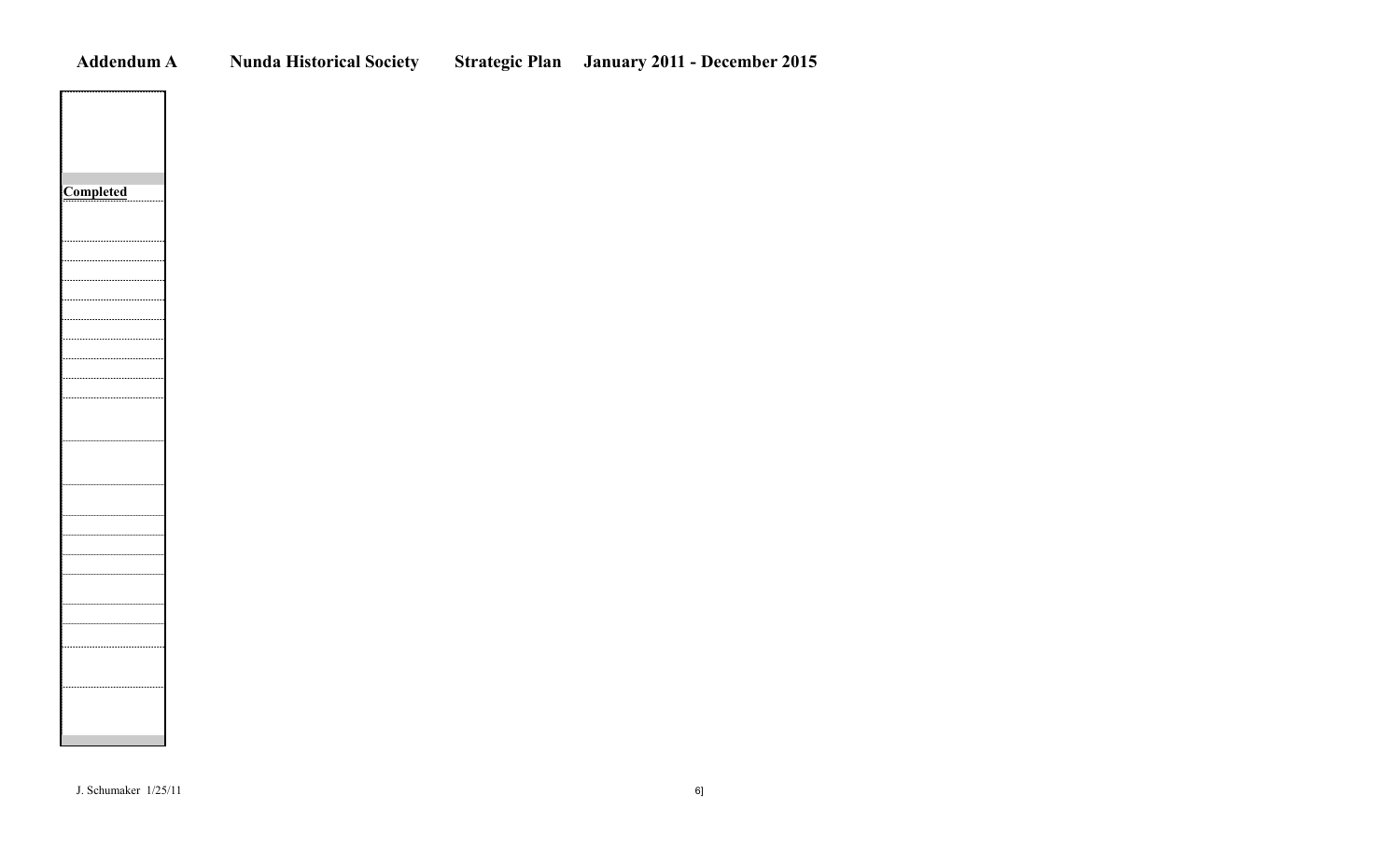**Addendum A        Nunda Historical Society        Strategic Plan    January 2011 - December 2015**

| Completed |
| --- |
| |
| |
| |
| |
| |
| |
| |
| |
| |
| |
| |
| |
| |
| |
| |
| |
| |
| |

J. Schumaker 1/25/11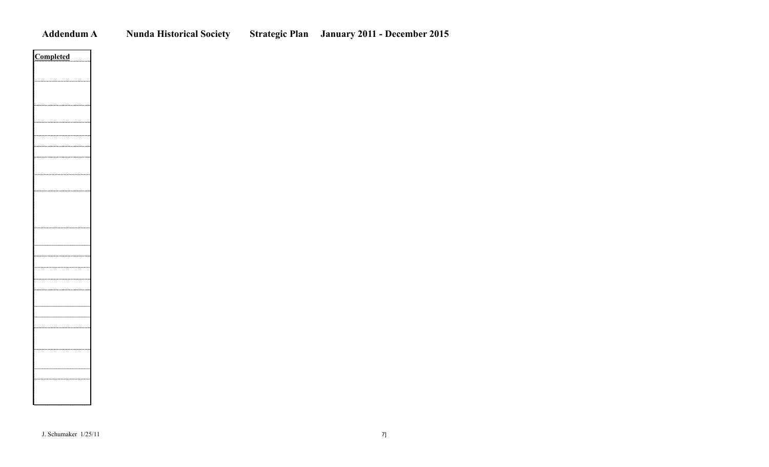**Addendum A Nunda Historical Society Strategic Plan January 2011 - December 2015**

| Completed |
|---|
| |
| |
| |
| |
| |
| |
| |
| |
| |
| |
| |
| |
| |
| |
| |
| |
| |
| |
| |
| |

J. Schumaker 1/25/11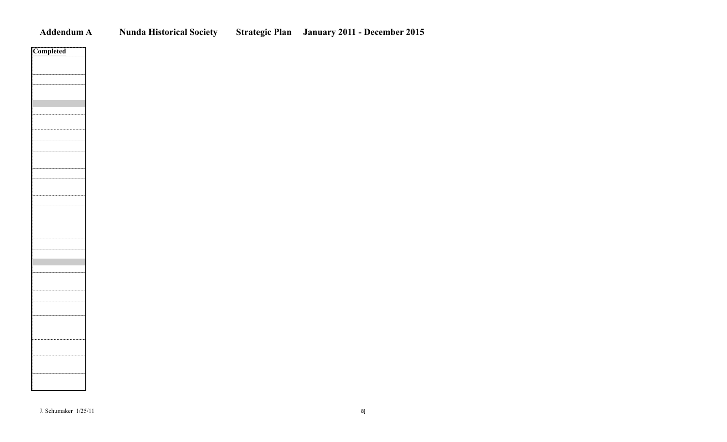**Addendum A Nunda Historical Society Strategic Plan January 2011 - December 2015**

| Completed |
|---|
| |
| |
| |
| |
| |
| |
| |
| |
| |
| |
| |
| |
| |
| |
| |
| |
| |
| |
| |
| |
| |

J. Schumaker 1/25/11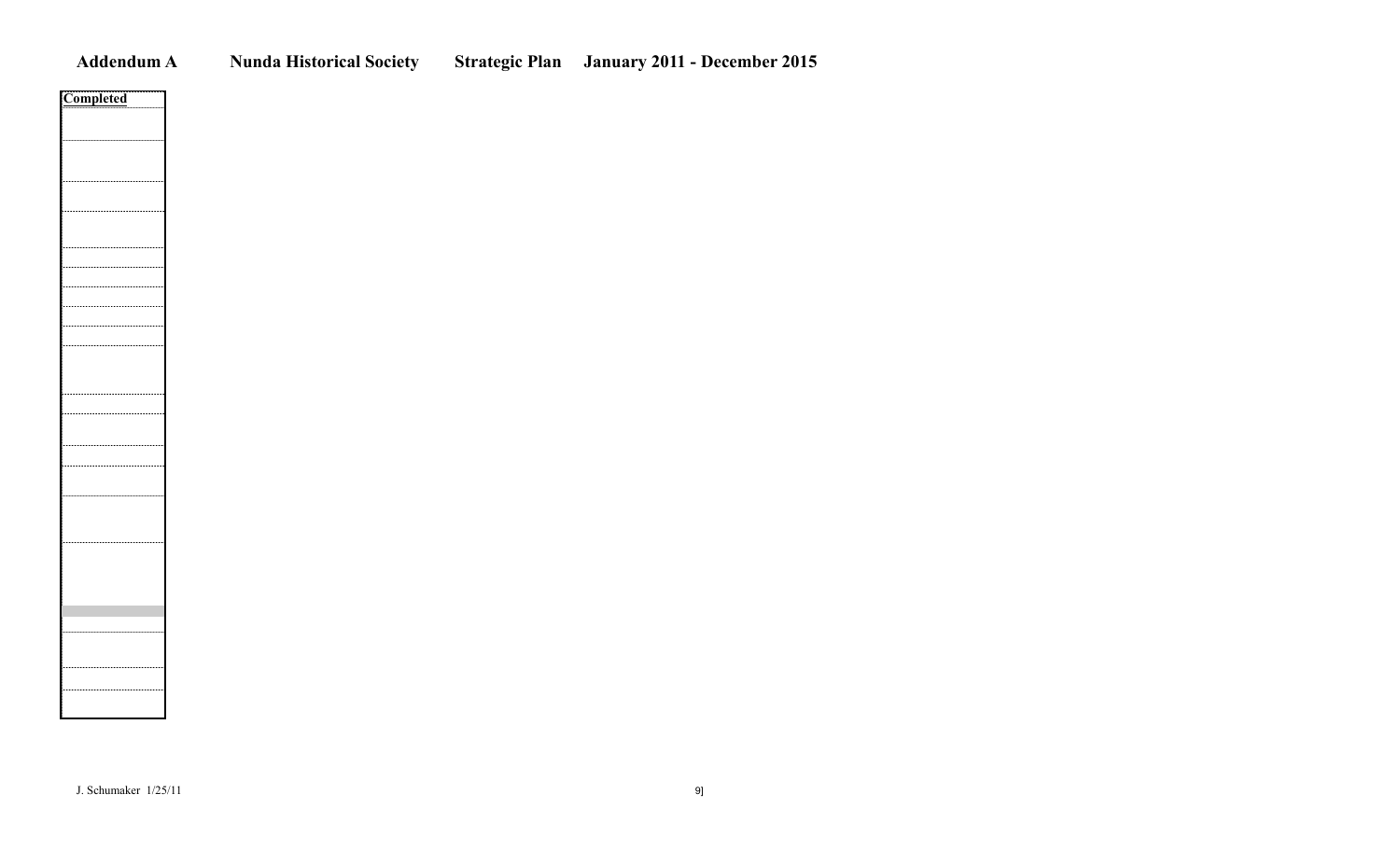# Addendum A Nunda Historical Society Strategic Plan January 2011 - December 2015

| Completed |
| --- |
| |
| |
| |
| |
| |
| |
| |
| |
| |
| |
| |
| |
| |
| |
| |
| |
| |
| |
| |

J. Schumaker 1/25/11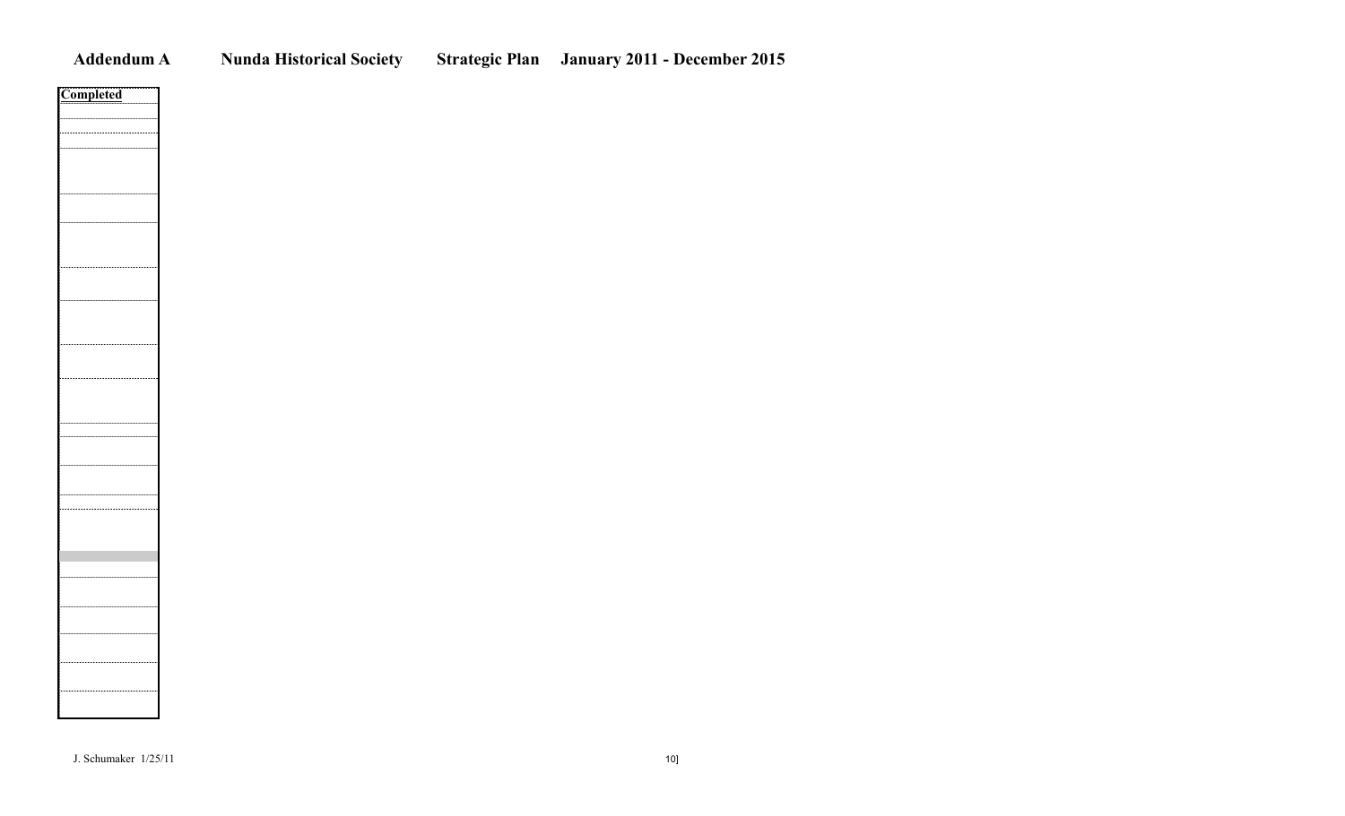**Addendum A Nunda Historical Society Strategic Plan January 2011 - December 2015**

| Completed |
|---|
| |
| |
| |
| |
| |
| |
| |
| |
| |
| |
| |
| |
| |
| |
| |
| |
| |
| |
| |
| |

J. Schumaker 1/25/11